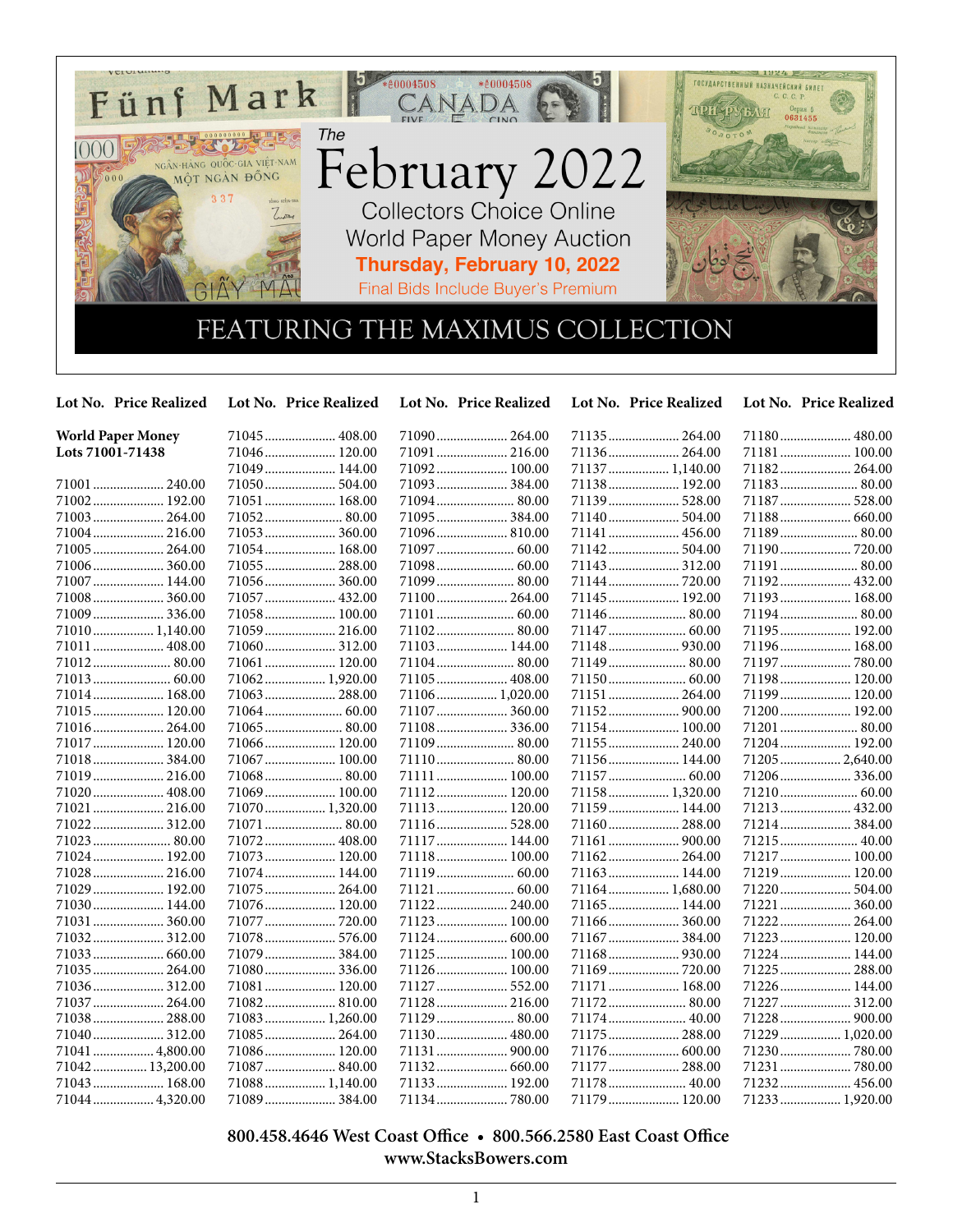# The February 2022

## Collectors Choice Online World Paper Money Auction

**Thursday, February 10, 2022**

Final Bids Include Buyer's Premium

## FEATURING THE MAXIMUS COLLECTION

**World Paper Money Lots 71001-71438**

| Lot No. | Price Realized |
|---|---|
| 71001 | 240.00 |
| 71002 | 192.00 |
| 71003 | 264.00 |
| 71004 | 216.00 |
| 71005 | 264.00 |
| 71006 | 360.00 |
| 71007 | 144.00 |
| 71008 | 360.00 |
| 71009 | 336.00 |
| 71010 | 1,140.00 |
| 71011 | 408.00 |
| 71012 | 80.00 |
| 71013 | 60.00 |
| 71014 | 168.00 |
| 71015 | 120.00 |
| 71016 | 264.00 |
| 71017 | 120.00 |
| 71018 | 384.00 |
| 71019 | 216.00 |
| 71020 | 408.00 |
| 71021 | 216.00 |
| 71022 | 312.00 |
| 71023 | 80.00 |
| 71024 | 192.00 |
| 71028 | 216.00 |
| 71029 | 192.00 |
| 71030 | 144.00 |
| 71031 | 360.00 |
| 71032 | 312.00 |
| 71033 | 660.00 |
| 71035 | 264.00 |
| 71036 | 312.00 |
| 71037 | 264.00 |
| 71038 | 288.00 |
| 71040 | 312.00 |
| 71041 | 4,800.00 |
| 71042 | 13,200.00 |
| 71043 | 168.00 |
| 71044 | 4,320.00 |
| 71045 | 408.00 |
| 71046 | 120.00 |
| 71049 | 144.00 |
| 71050 | 504.00 |
| 71051 | 168.00 |
| 71052 | 80.00 |
| 71053 | 360.00 |
| 71054 | 168.00 |
| 71055 | 288.00 |
| 71056 | 360.00 |
| 71057 | 432.00 |
| 71058 | 100.00 |
| 71059 | 216.00 |
| 71060 | 312.00 |
| 71061 | 120.00 |
| 71062 | 1,920.00 |
| 71063 | 288.00 |
| 71064 | 60.00 |
| 71065 | 80.00 |
| 71066 | 120.00 |
| 71067 | 100.00 |
| 71068 | 80.00 |
| 71069 | 100.00 |
| 71070 | 1,320.00 |
| 71071 | 80.00 |
| 71072 | 408.00 |
| 71073 | 120.00 |
| 71074 | 144.00 |
| 71075 | 264.00 |
| 71076 | 120.00 |
| 71077 | 720.00 |
| 71078 | 576.00 |
| 71079 | 384.00 |
| 71080 | 336.00 |
| 71081 | 120.00 |
| 71082 | 810.00 |
| 71083 | 1,260.00 |
| 71085 | 264.00 |
| 71086 | 120.00 |
| 71087 | 840.00 |
| 71088 | 1,140.00 |
| 71089 | 384.00 |
| 71090 | 264.00 |
| 71091 | 216.00 |
| 71092 | 100.00 |
| 71093 | 384.00 |
| 71094 | 80.00 |
| 71095 | 384.00 |
| 71096 | 810.00 |
| 71097 | 60.00 |
| 71098 | 60.00 |
| 71099 | 80.00 |
| 71100 | 264.00 |
| 71101 | 60.00 |
| 71102 | 80.00 |
| 71103 | 144.00 |
| 71104 | 80.00 |
| 71105 | 408.00 |
| 71106 | 1,020.00 |
| 71107 | 360.00 |
| 71108 | 336.00 |
| 71109 | 80.00 |
| 71110 | 80.00 |
| 71111 | 100.00 |
| 71112 | 120.00 |
| 71113 | 120.00 |
| 71116 | 528.00 |
| 71117 | 144.00 |
| 71118 | 100.00 |
| 71119 | 60.00 |
| 71121 | 60.00 |
| 71122 | 240.00 |
| 71123 | 100.00 |
| 71124 | 600.00 |
| 71125 | 100.00 |
| 71126 | 100.00 |
| 71127 | 552.00 |
| 71128 | 216.00 |
| 71129 | 80.00 |
| 71130 | 480.00 |
| 71131 | 900.00 |
| 71132 | 660.00 |
| 71133 | 192.00 |
| 71134 | 780.00 |
| 71135 | 264.00 |
| 71136 | 264.00 |
| 71137 | 1,140.00 |
| 71138 | 192.00 |
| 71139 | 528.00 |
| 71140 | 504.00 |
| 71141 | 456.00 |
| 71142 | 504.00 |
| 71143 | 312.00 |
| 71144 | 720.00 |
| 71145 | 192.00 |
| 71146 | 80.00 |
| 71147 | 60.00 |
| 71148 | 930.00 |
| 71149 | 80.00 |
| 71150 | 60.00 |
| 71151 | 264.00 |
| 71152 | 900.00 |
| 71154 | 100.00 |
| 71155 | 240.00 |
| 71156 | 144.00 |
| 71157 | 60.00 |
| 71158 | 1,320.00 |
| 71159 | 144.00 |
| 71160 | 288.00 |
| 71161 | 900.00 |
| 71162 | 264.00 |
| 71163 | 144.00 |
| 71164 | 1,680.00 |
| 71165 | 144.00 |
| 71166 | 360.00 |
| 71167 | 384.00 |
| 71168 | 930.00 |
| 71169 | 720.00 |
| 71171 | 168.00 |
| 71172 | 80.00 |
| 71174 | 40.00 |
| 71175 | 288.00 |
| 71176 | 600.00 |
| 71177 | 288.00 |
| 71178 | 40.00 |
| 71179 | 120.00 |
| 71180 | 480.00 |
| 71181 | 100.00 |
| 71182 | 264.00 |
| 71183 | 80.00 |
| 71187 | 528.00 |
| 71188 | 660.00 |
| 71189 | 80.00 |
| 71190 | 720.00 |
| 71191 | 80.00 |
| 71192 | 432.00 |
| 71193 | 168.00 |
| 71194 | 80.00 |
| 71195 | 192.00 |
| 71196 | 168.00 |
| 71197 | 780.00 |
| 71198 | 120.00 |
| 71199 | 120.00 |
| 71200 | 192.00 |
| 71201 | 80.00 |
| 71204 | 192.00 |
| 71205 | 2,640.00 |
| 71206 | 336.00 |
| 71210 | 60.00 |
| 71213 | 432.00 |
| 71214 | 384.00 |
| 71215 | 40.00 |
| 71217 | 100.00 |
| 71219 | 120.00 |
| 71220 | 504.00 |
| 71221 | 360.00 |
| 71222 | 264.00 |
| 71223 | 120.00 |
| 71224 | 144.00 |
| 71225 | 288.00 |
| 71226 | 144.00 |
| 71227 | 312.00 |
| 71228 | 900.00 |
| 71229 | 1,020.00 |
| 71230 | 780.00 |
| 71231 | 780.00 |
| 71232 | 456.00 |
| 71233 | 1,920.00 |

**800.458.4646 West Coast Office • 800.566.2580 East Coast Office**
**www.StacksBowers.com**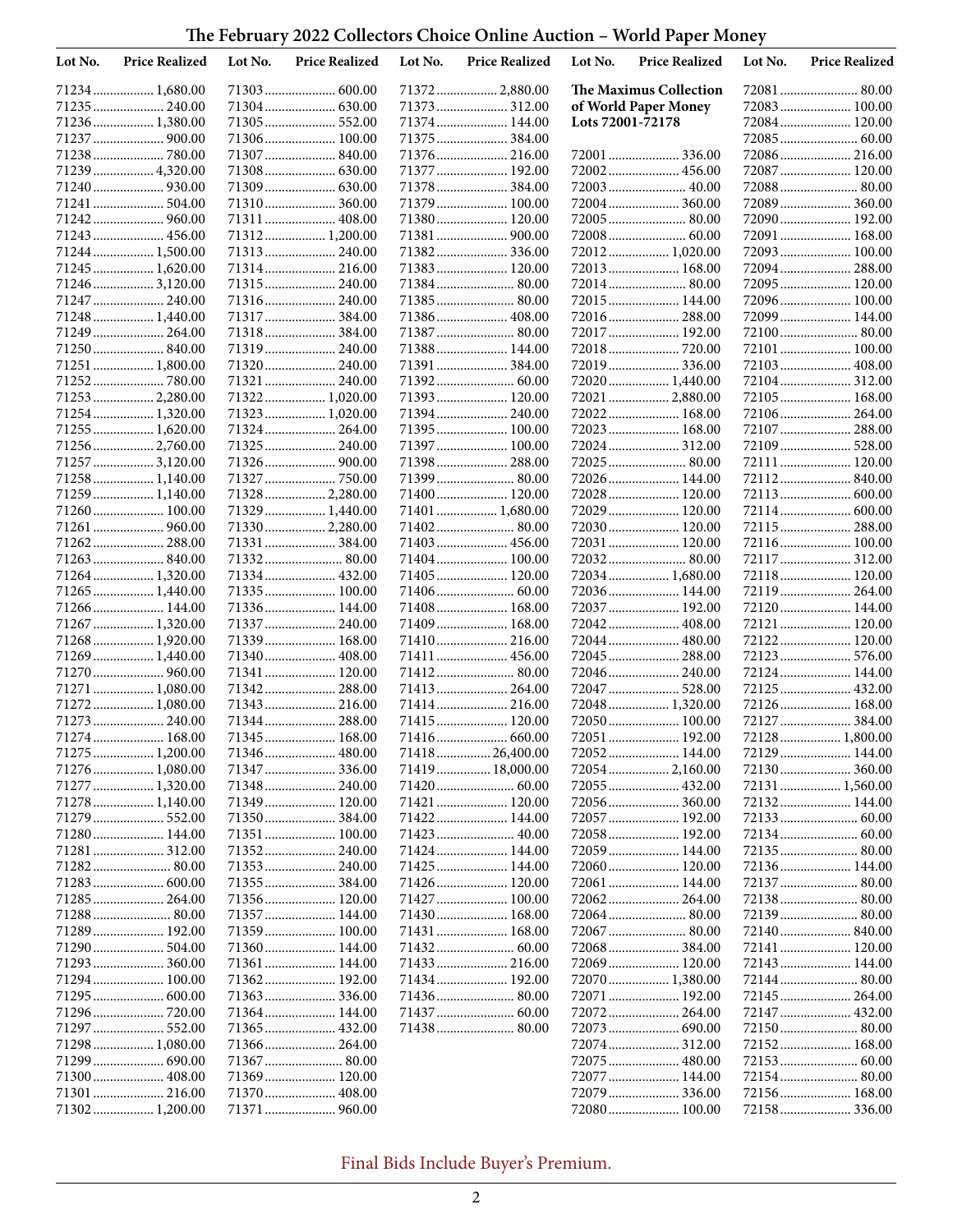# The February 2022 Collectors Choice Online Auction – World Paper Money

| Lot No. | Price Realized |
|---|---|
| 71234 | 1,680.00 |
| 71235 | 240.00 |
| 71236 | 1,380.00 |
| 71237 | 900.00 |
| 71238 | 780.00 |
| 71239 | 4,320.00 |
| 71240 | 930.00 |
| 71241 | 504.00 |
| 71242 | 960.00 |
| 71243 | 456.00 |
| 71244 | 1,500.00 |
| 71245 | 1,620.00 |
| 71246 | 3,120.00 |
| 71247 | 240.00 |
| 71248 | 1,440.00 |
| 71249 | 264.00 |
| 71250 | 840.00 |
| 71251 | 1,800.00 |
| 71252 | 780.00 |
| 71253 | 2,280.00 |
| 71254 | 1,320.00 |
| 71255 | 1,620.00 |
| 71256 | 2,760.00 |
| 71257 | 3,120.00 |
| 71258 | 1,140.00 |
| 71259 | 1,140.00 |
| 71260 | 100.00 |
| 71261 | 960.00 |
| 71262 | 288.00 |
| 71263 | 840.00 |
| 71264 | 1,320.00 |
| 71265 | 1,440.00 |
| 71266 | 144.00 |
| 71267 | 1,320.00 |
| 71268 | 1,920.00 |
| 71269 | 1,440.00 |
| 71270 | 960.00 |
| 71271 | 1,080.00 |
| 71272 | 1,080.00 |
| 71273 | 240.00 |
| 71274 | 168.00 |
| 71275 | 1,200.00 |
| 71276 | 1,080.00 |
| 71277 | 1,320.00 |
| 71278 | 1,140.00 |
| 71279 | 552.00 |
| 71280 | 144.00 |
| 71281 | 312.00 |
| 71282 | 80.00 |
| 71283 | 600.00 |
| 71285 | 264.00 |
| 71288 | 80.00 |
| 71289 | 192.00 |
| 71290 | 504.00 |
| 71293 | 360.00 |
| 71294 | 100.00 |
| 71295 | 600.00 |
| 71296 | 720.00 |
| 71297 | 552.00 |
| 71298 | 1,080.00 |
| 71299 | 690.00 |
| 71300 | 408.00 |
| 71301 | 216.00 |
| 71302 | 1,200.00 |
| 71303 | 600.00 |
| 71304 | 630.00 |
| 71305 | 552.00 |
| 71306 | 100.00 |
| 71307 | 840.00 |
| 71308 | 630.00 |
| 71309 | 630.00 |
| 71310 | 360.00 |
| 71311 | 408.00 |
| 71312 | 1,200.00 |
| 71313 | 240.00 |
| 71314 | 216.00 |
| 71315 | 240.00 |
| 71316 | 240.00 |
| 71317 | 384.00 |
| 71318 | 384.00 |
| 71319 | 240.00 |
| 71320 | 240.00 |
| 71321 | 240.00 |
| 71322 | 1,020.00 |
| 71323 | 1,020.00 |
| 71324 | 264.00 |
| 71325 | 240.00 |
| 71326 | 900.00 |
| 71327 | 750.00 |
| 71328 | 2,280.00 |
| 71329 | 1,440.00 |
| 71330 | 2,280.00 |
| 71331 | 384.00 |
| 71332 | 80.00 |
| 71334 | 432.00 |
| 71335 | 100.00 |
| 71336 | 144.00 |
| 71337 | 240.00 |
| 71339 | 168.00 |
| 71340 | 408.00 |
| 71341 | 120.00 |
| 71342 | 288.00 |
| 71343 | 216.00 |
| 71344 | 288.00 |
| 71345 | 168.00 |
| 71346 | 480.00 |
| 71347 | 336.00 |
| 71348 | 240.00 |
| 71349 | 120.00 |
| 71350 | 384.00 |
| 71351 | 100.00 |
| 71352 | 240.00 |
| 71353 | 240.00 |
| 71355 | 384.00 |
| 71356 | 120.00 |
| 71357 | 144.00 |
| 71359 | 100.00 |
| 71360 | 144.00 |
| 71361 | 144.00 |
| 71362 | 192.00 |
| 71363 | 336.00 |
| 71364 | 144.00 |
| 71365 | 432.00 |
| 71366 | 264.00 |
| 71367 | 80.00 |
| 71369 | 120.00 |
| 71370 | 408.00 |
| 71371 | 960.00 |
| 71372 | 2,880.00 |
| 71373 | 312.00 |
| 71374 | 144.00 |
| 71375 | 384.00 |
| 71376 | 216.00 |
| 71377 | 192.00 |
| 71378 | 384.00 |
| 71379 | 100.00 |
| 71380 | 120.00 |
| 71381 | 900.00 |
| 71382 | 336.00 |
| 71383 | 120.00 |
| 71384 | 80.00 |
| 71385 | 80.00 |
| 71386 | 408.00 |
| 71387 | 80.00 |
| 71388 | 144.00 |
| 71391 | 384.00 |
| 71392 | 60.00 |
| 71393 | 120.00 |
| 71394 | 240.00 |
| 71395 | 100.00 |
| 71397 | 100.00 |
| 71398 | 288.00 |
| 71399 | 80.00 |
| 71400 | 120.00 |
| 71401 | 1,680.00 |
| 71402 | 80.00 |
| 71403 | 456.00 |
| 71404 | 100.00 |
| 71405 | 120.00 |
| 71406 | 60.00 |
| 71408 | 168.00 |
| 71409 | 168.00 |
| 71410 | 216.00 |
| 71411 | 456.00 |
| 71412 | 80.00 |
| 71413 | 264.00 |
| 71414 | 216.00 |
| 71415 | 120.00 |
| 71416 | 660.00 |
| 71418 | 26,400.00 |
| 71419 | 18,000.00 |
| 71420 | 60.00 |
| 71421 | 120.00 |
| 71422 | 144.00 |
| 71423 | 40.00 |
| 71424 | 144.00 |
| 71425 | 144.00 |
| 71426 | 120.00 |
| 71427 | 100.00 |
| 71430 | 168.00 |
| 71431 | 168.00 |
| 71432 | 60.00 |
| 71433 | 216.00 |
| 71434 | 192.00 |
| 71436 | 80.00 |
| 71437 | 60.00 |
| 71438 | 80.00 |

**The Maximus Collection of World Paper Money Lots 72001-72178**

| Lot No. | Price Realized |
|---|---|
| 72001 | 336.00 |
| 72002 | 456.00 |
| 72003 | 40.00 |
| 72004 | 360.00 |
| 72005 | 80.00 |
| 72008 | 60.00 |
| 72012 | 1,020.00 |
| 72013 | 168.00 |
| 72014 | 80.00 |
| 72015 | 144.00 |
| 72016 | 288.00 |
| 72017 | 192.00 |
| 72018 | 720.00 |
| 72019 | 336.00 |
| 72020 | 1,440.00 |
| 72021 | 2,880.00 |
| 72022 | 168.00 |
| 72023 | 168.00 |
| 72024 | 312.00 |
| 72025 | 80.00 |
| 72026 | 144.00 |
| 72028 | 120.00 |
| 72029 | 120.00 |
| 72030 | 120.00 |
| 72031 | 120.00 |
| 72032 | 80.00 |
| 72034 | 1,680.00 |
| 72036 | 144.00 |
| 72037 | 192.00 |
| 72042 | 408.00 |
| 72044 | 480.00 |
| 72045 | 288.00 |
| 72046 | 240.00 |
| 72047 | 528.00 |
| 72048 | 1,320.00 |
| 72050 | 100.00 |
| 72051 | 192.00 |
| 72052 | 144.00 |
| 72054 | 2,160.00 |
| 72055 | 432.00 |
| 72056 | 360.00 |
| 72057 | 192.00 |
| 72058 | 192.00 |
| 72059 | 144.00 |
| 72060 | 120.00 |
| 72061 | 144.00 |
| 72062 | 264.00 |
| 72064 | 80.00 |
| 72067 | 80.00 |
| 72068 | 384.00 |
| 72069 | 120.00 |
| 72070 | 1,380.00 |
| 72071 | 192.00 |
| 72072 | 264.00 |
| 72073 | 690.00 |
| 72074 | 312.00 |
| 72075 | 480.00 |
| 72077 | 144.00 |
| 72079 | 336.00 |
| 72080 | 100.00 |
| 72081 | 80.00 |
| 72083 | 100.00 |
| 72084 | 120.00 |
| 72085 | 60.00 |
| 72086 | 216.00 |
| 72087 | 120.00 |
| 72088 | 80.00 |
| 72089 | 360.00 |
| 72090 | 192.00 |
| 72091 | 168.00 |
| 72093 | 100.00 |
| 72094 | 288.00 |
| 72095 | 120.00 |
| 72096 | 100.00 |
| 72099 | 144.00 |
| 72100 | 80.00 |
| 72101 | 100.00 |
| 72103 | 408.00 |
| 72104 | 312.00 |
| 72105 | 168.00 |
| 72106 | 264.00 |
| 72107 | 288.00 |
| 72109 | 528.00 |
| 72111 | 120.00 |
| 72112 | 840.00 |
| 72113 | 600.00 |
| 72114 | 600.00 |
| 72115 | 288.00 |
| 72116 | 100.00 |
| 72117 | 312.00 |
| 72118 | 120.00 |
| 72119 | 264.00 |
| 72120 | 144.00 |
| 72121 | 120.00 |
| 72122 | 120.00 |
| 72123 | 576.00 |
| 72124 | 144.00 |
| 72125 | 432.00 |
| 72126 | 168.00 |
| 72127 | 384.00 |
| 72128 | 1,800.00 |
| 72129 | 144.00 |
| 72130 | 360.00 |
| 72131 | 1,560.00 |
| 72132 | 144.00 |
| 72133 | 60.00 |
| 72134 | 60.00 |
| 72135 | 80.00 |
| 72136 | 144.00 |
| 72137 | 80.00 |
| 72138 | 80.00 |
| 72139 | 80.00 |
| 72140 | 840.00 |
| 72141 | 120.00 |
| 72143 | 144.00 |
| 72144 | 80.00 |
| 72145 | 264.00 |
| 72147 | 432.00 |
| 72150 | 80.00 |
| 72152 | 168.00 |
| 72153 | 60.00 |
| 72154 | 80.00 |
| 72156 | 168.00 |
| 72158 | 336.00 |

Final Bids Include Buyer's Premium.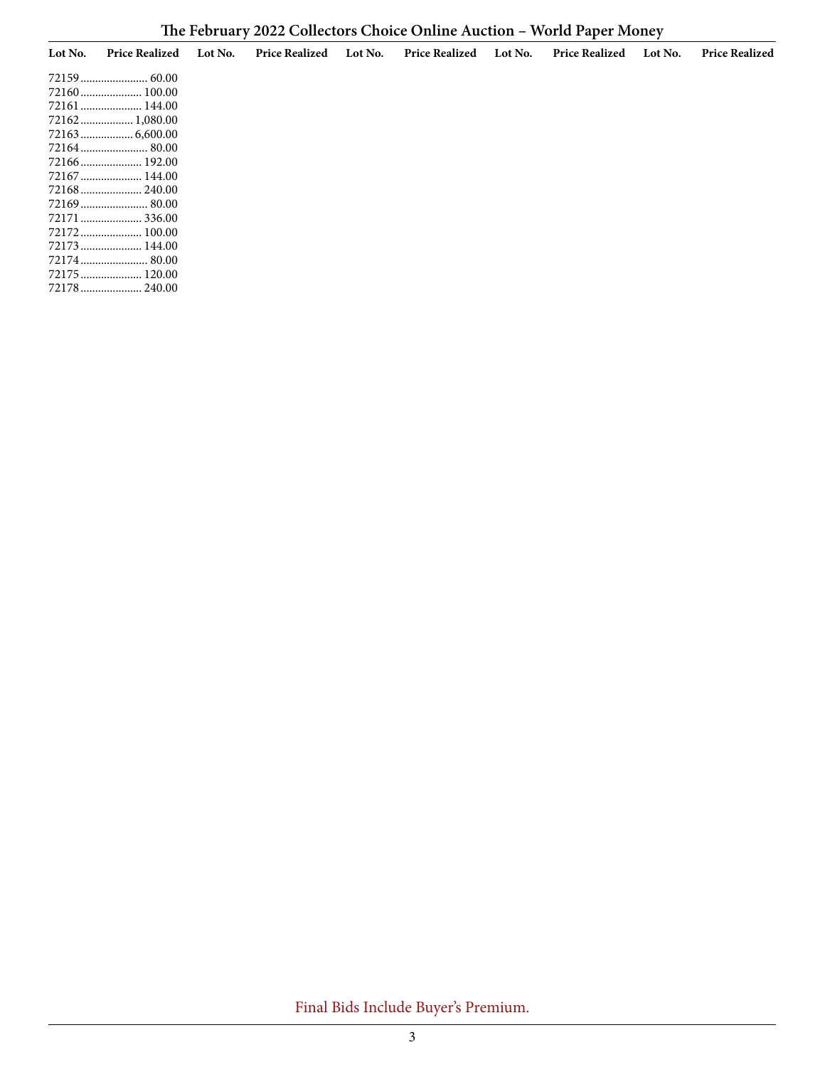# The February 2022 Collectors Choice Online Auction – World Paper Money

| Lot No. | Price Realized | Lot No. | Price Realized | Lot No. | Price Realized | Lot No. | Price Realized | Lot No. | Price Realized |
|---|---|---|---|---|---|---|---|---|---|
| 72159 | 60.00 | | | | | | | | |
| 72160 | 100.00 | | | | | | | | |
| 72161 | 144.00 | | | | | | | | |
| 72162 | 1,080.00 | | | | | | | | |
| 72163 | 6,600.00 | | | | | | | | |
| 72164 | 80.00 | | | | | | | | |
| 72166 | 192.00 | | | | | | | | |
| 72167 | 144.00 | | | | | | | | |
| 72168 | 240.00 | | | | | | | | |
| 72169 | 80.00 | | | | | | | | |
| 72171 | 336.00 | | | | | | | | |
| 72172 | 100.00 | | | | | | | | |
| 72173 | 144.00 | | | | | | | | |
| 72174 | 80.00 | | | | | | | | |
| 72175 | 120.00 | | | | | | | | |
| 72178 | 240.00 | | | | | | | | |

Final Bids Include Buyer's Premium.